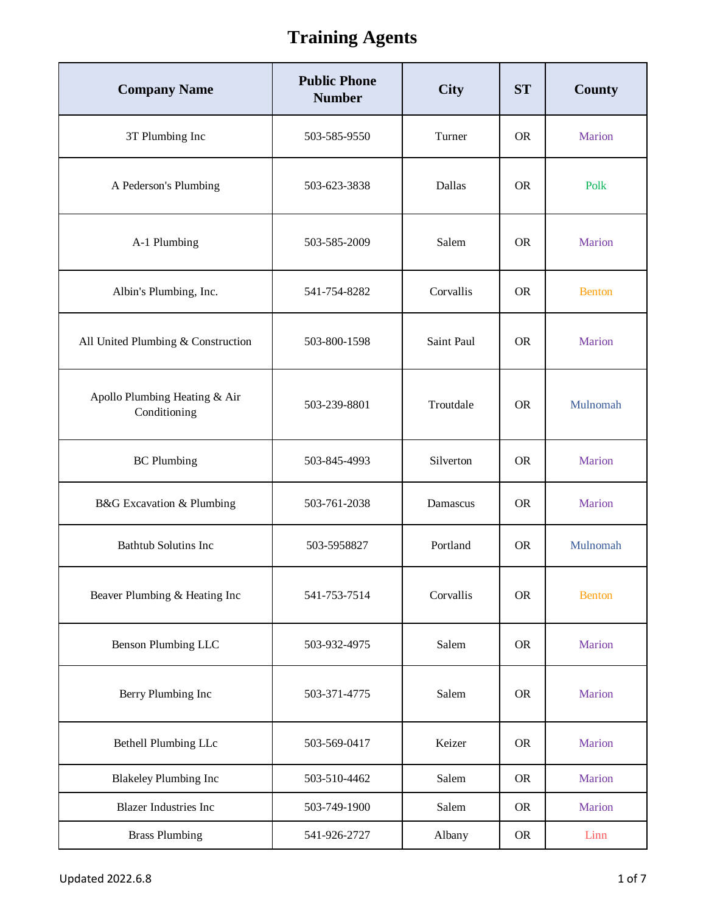# Training Agents

| Company Name | Public Phone Number | City | ST | County |
|---|---|---|---|---|
| 3T Plumbing Inc | 503-585-9550 | Turner | OR | Marion |
| A Pederson's Plumbing | 503-623-3838 | Dallas | OR | Polk |
| A-1 Plumbing | 503-585-2009 | Salem | OR | Marion |
| Albin's Plumbing, Inc. | 541-754-8282 | Corvallis | OR | Benton |
| All United Plumbing & Construction | 503-800-1598 | Saint Paul | OR | Marion |
| Apollo Plumbing Heating & Air Conditioning | 503-239-8801 | Troutdale | OR | Mulnomah |
| BC Plumbing | 503-845-4993 | Silverton | OR | Marion |
| B&G Excavation & Plumbing | 503-761-2038 | Damascus | OR | Marion |
| Bathtub Solutins Inc | 503-5958827 | Portland | OR | Mulnomah |
| Beaver Plumbing & Heating Inc | 541-753-7514 | Corvallis | OR | Benton |
| Benson Plumbing LLC | 503-932-4975 | Salem | OR | Marion |
| Berry Plumbing Inc | 503-371-4775 | Salem | OR | Marion |
| Bethell Plumbing LLc | 503-569-0417 | Keizer | OR | Marion |
| Blakeley Plumbing Inc | 503-510-4462 | Salem | OR | Marion |
| Blazer Industries Inc | 503-749-1900 | Salem | OR | Marion |
| Brass Plumbing | 541-926-2727 | Albany | OR | Linn |

Updated 2022.6.8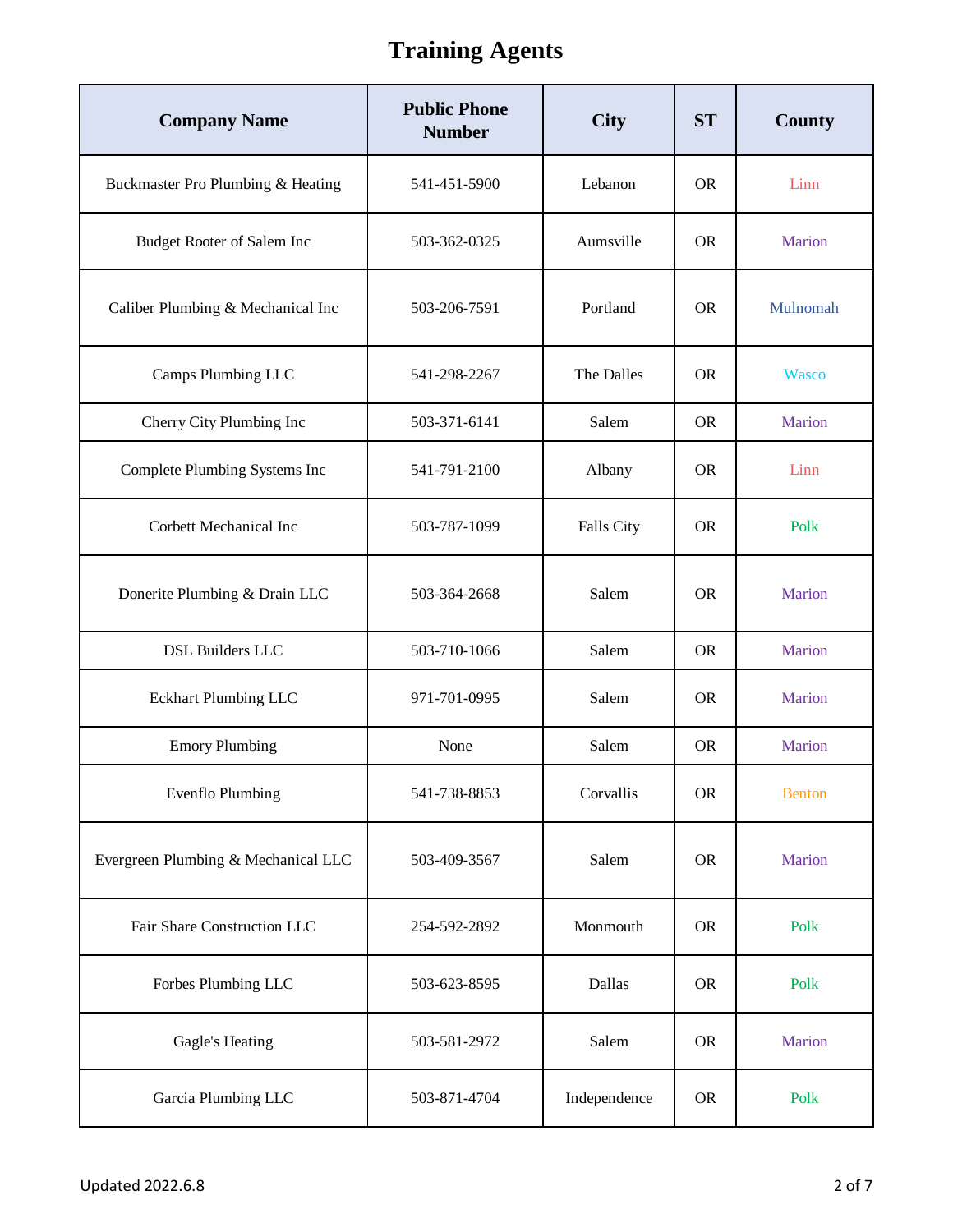# Training Agents

| Company Name | Public Phone Number | City | ST | County |
|---|---|---|---|---|
| Buckmaster Pro Plumbing & Heating | 541-451-5900 | Lebanon | OR | Linn |
| Budget Rooter of Salem Inc | 503-362-0325 | Aumsville | OR | Marion |
| Caliber Plumbing & Mechanical Inc | 503-206-7591 | Portland | OR | Mulnomah |
| Camps Plumbing LLC | 541-298-2267 | The Dalles | OR | Wasco |
| Cherry City Plumbing Inc | 503-371-6141 | Salem | OR | Marion |
| Complete Plumbing Systems Inc | 541-791-2100 | Albany | OR | Linn |
| Corbett Mechanical Inc | 503-787-1099 | Falls City | OR | Polk |
| Donerite Plumbing & Drain LLC | 503-364-2668 | Salem | OR | Marion |
| DSL Builders LLC | 503-710-1066 | Salem | OR | Marion |
| Eckhart Plumbing LLC | 971-701-0995 | Salem | OR | Marion |
| Emory Plumbing | None | Salem | OR | Marion |
| Evenflo Plumbing | 541-738-8853 | Corvallis | OR | Benton |
| Evergreen Plumbing & Mechanical LLC | 503-409-3567 | Salem | OR | Marion |
| Fair Share Construction LLC | 254-592-2892 | Monmouth | OR | Polk |
| Forbes Plumbing LLC | 503-623-8595 | Dallas | OR | Polk |
| Gagle's Heating | 503-581-2972 | Salem | OR | Marion |
| Garcia Plumbing LLC | 503-871-4704 | Independence | OR | Polk |

Updated 2022.6.8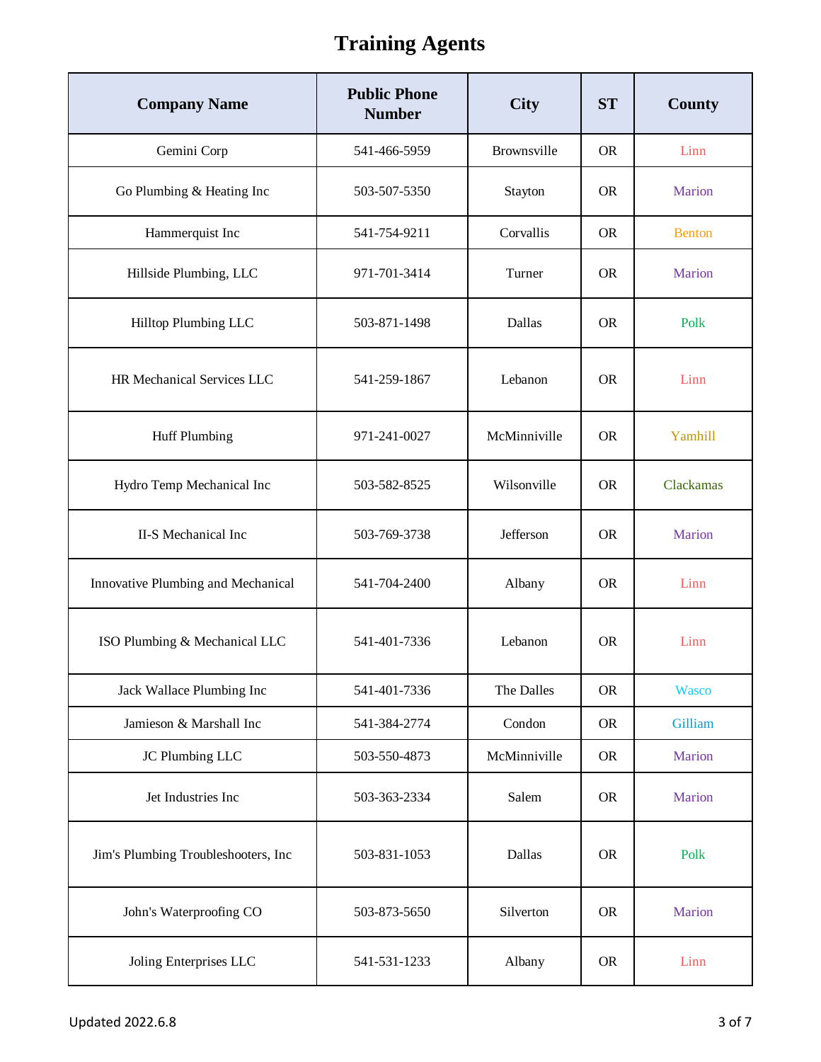# Training Agents

| Company Name | Public Phone Number | City | ST | County |
|---|---|---|---|---|
| Gemini Corp | 541-466-5959 | Brownsville | OR | Linn |
| Go Plumbing & Heating Inc | 503-507-5350 | Stayton | OR | Marion |
| Hammerquist Inc | 541-754-9211 | Corvallis | OR | Benton |
| Hillside Plumbing, LLC | 971-701-3414 | Turner | OR | Marion |
| Hilltop Plumbing LLC | 503-871-1498 | Dallas | OR | Polk |
| HR Mechanical Services LLC | 541-259-1867 | Lebanon | OR | Linn |
| Huff Plumbing | 971-241-0027 | McMinniville | OR | Yamhill |
| Hydro Temp Mechanical Inc | 503-582-8525 | Wilsonville | OR | Clackamas |
| II-S Mechanical Inc | 503-769-3738 | Jefferson | OR | Marion |
| Innovative Plumbing and Mechanical | 541-704-2400 | Albany | OR | Linn |
| ISO Plumbing & Mechanical LLC | 541-401-7336 | Lebanon | OR | Linn |
| Jack Wallace Plumbing Inc | 541-401-7336 | The Dalles | OR | Wasco |
| Jamieson & Marshall Inc | 541-384-2774 | Condon | OR | Gilliam |
| JC Plumbing LLC | 503-550-4873 | McMinniville | OR | Marion |
| Jet Industries Inc | 503-363-2334 | Salem | OR | Marion |
| Jim's Plumbing Troubleshooters, Inc | 503-831-1053 | Dallas | OR | Polk |
| John's Waterproofing CO | 503-873-5650 | Silverton | OR | Marion |
| Joling Enterprises LLC | 541-531-1233 | Albany | OR | Linn |

Updated 2022.6.8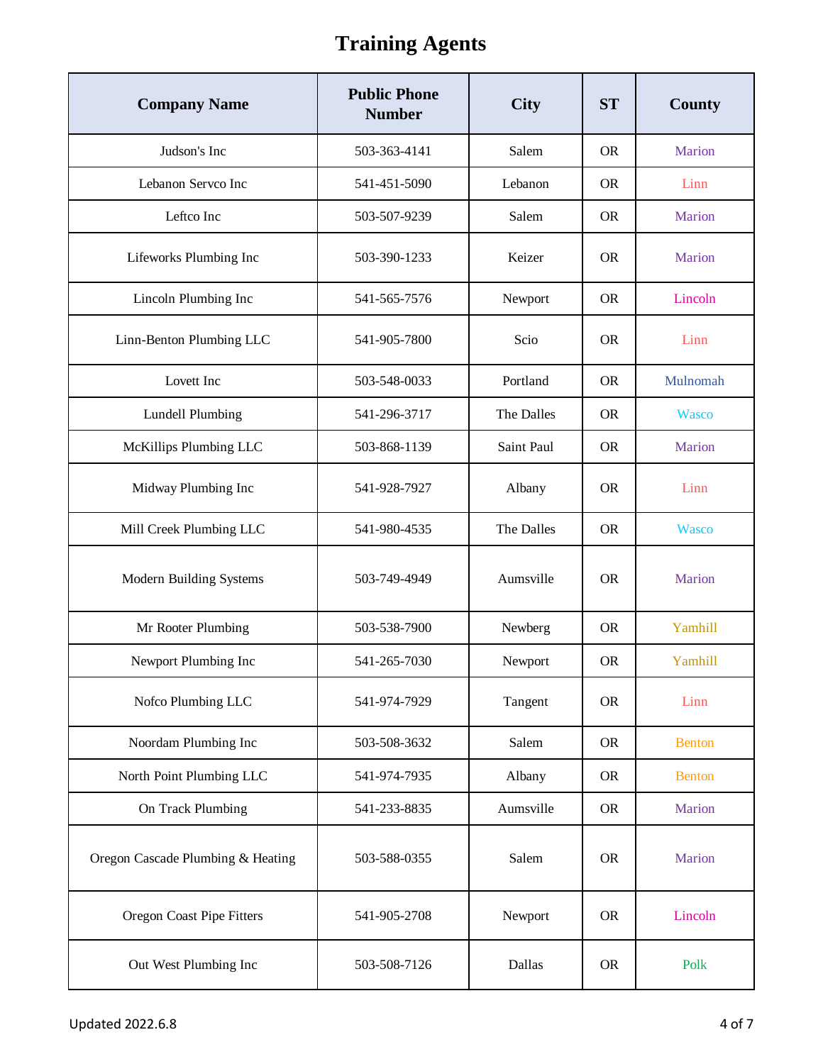# Training Agents

| Company Name | Public Phone Number | City | ST | County |
|---|---|---|---|---|
| Judson's Inc | 503-363-4141 | Salem | OR | Marion |
| Lebanon Servco Inc | 541-451-5090 | Lebanon | OR | Linn |
| Leftco Inc | 503-507-9239 | Salem | OR | Marion |
| Lifeworks Plumbing Inc | 503-390-1233 | Keizer | OR | Marion |
| Lincoln Plumbing Inc | 541-565-7576 | Newport | OR | Lincoln |
| Linn-Benton Plumbing LLC | 541-905-7800 | Scio | OR | Linn |
| Lovett Inc | 503-548-0033 | Portland | OR | Mulnomah |
| Lundell Plumbing | 541-296-3717 | The Dalles | OR | Wasco |
| McKillips Plumbing LLC | 503-868-1139 | Saint Paul | OR | Marion |
| Midway Plumbing Inc | 541-928-7927 | Albany | OR | Linn |
| Mill Creek Plumbing LLC | 541-980-4535 | The Dalles | OR | Wasco |
| Modern Building Systems | 503-749-4949 | Aumsville | OR | Marion |
| Mr Rooter Plumbing | 503-538-7900 | Newberg | OR | Yamhill |
| Newport Plumbing Inc | 541-265-7030 | Newport | OR | Yamhill |
| Nofco Plumbing LLC | 541-974-7929 | Tangent | OR | Linn |
| Noordam Plumbing Inc | 503-508-3632 | Salem | OR | Benton |
| North Point Plumbing LLC | 541-974-7935 | Albany | OR | Benton |
| On Track Plumbing | 541-233-8835 | Aumsville | OR | Marion |
| Oregon Cascade Plumbing & Heating | 503-588-0355 | Salem | OR | Marion |
| Oregon Coast Pipe Fitters | 541-905-2708 | Newport | OR | Lincoln |
| Out West Plumbing Inc | 503-508-7126 | Dallas | OR | Polk |

Updated 2022.6.8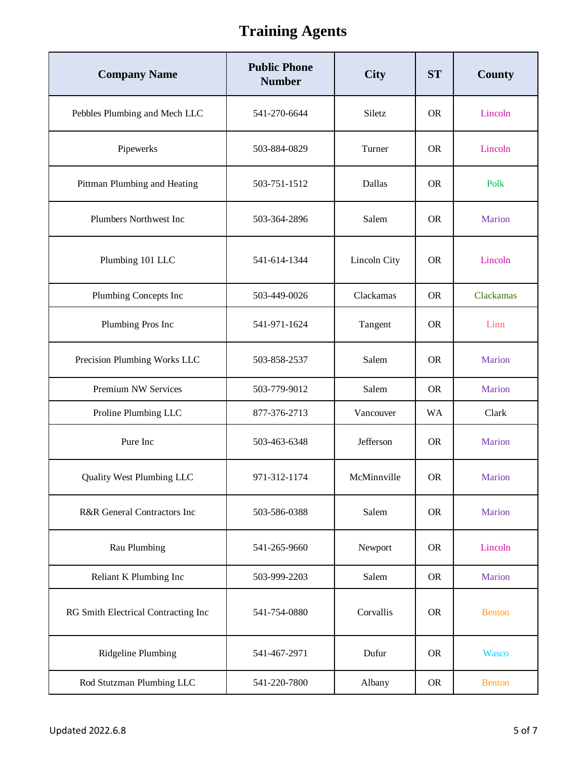# Training Agents

| Company Name | Public Phone Number | City | ST | County |
|---|---|---|---|---|
| Pebbles Plumbing and Mech LLC | 541-270-6644 | Siletz | OR | Lincoln |
| Pipewerks | 503-884-0829 | Turner | OR | Lincoln |
| Pittman Plumbing and Heating | 503-751-1512 | Dallas | OR | Polk |
| Plumbers Northwest Inc | 503-364-2896 | Salem | OR | Marion |
| Plumbing 101 LLC | 541-614-1344 | Lincoln City | OR | Lincoln |
| Plumbing Concepts Inc | 503-449-0026 | Clackamas | OR | Clackamas |
| Plumbing Pros Inc | 541-971-1624 | Tangent | OR | Linn |
| Precision Plumbing Works LLC | 503-858-2537 | Salem | OR | Marion |
| Premium NW Services | 503-779-9012 | Salem | OR | Marion |
| Proline Plumbing LLC | 877-376-2713 | Vancouver | WA | Clark |
| Pure Inc | 503-463-6348 | Jefferson | OR | Marion |
| Quality West Plumbing LLC | 971-312-1174 | McMinnville | OR | Marion |
| R&R General Contractors Inc | 503-586-0388 | Salem | OR | Marion |
| Rau Plumbing | 541-265-9660 | Newport | OR | Lincoln |
| Reliant K Plumbing Inc | 503-999-2203 | Salem | OR | Marion |
| RG Smith Electrical Contracting Inc | 541-754-0880 | Corvallis | OR | Benton |
| Ridgeline Plumbing | 541-467-2971 | Dufur | OR | Wasco |
| Rod Stutzman Plumbing LLC | 541-220-7800 | Albany | OR | Benton |

Updated 2022.6.8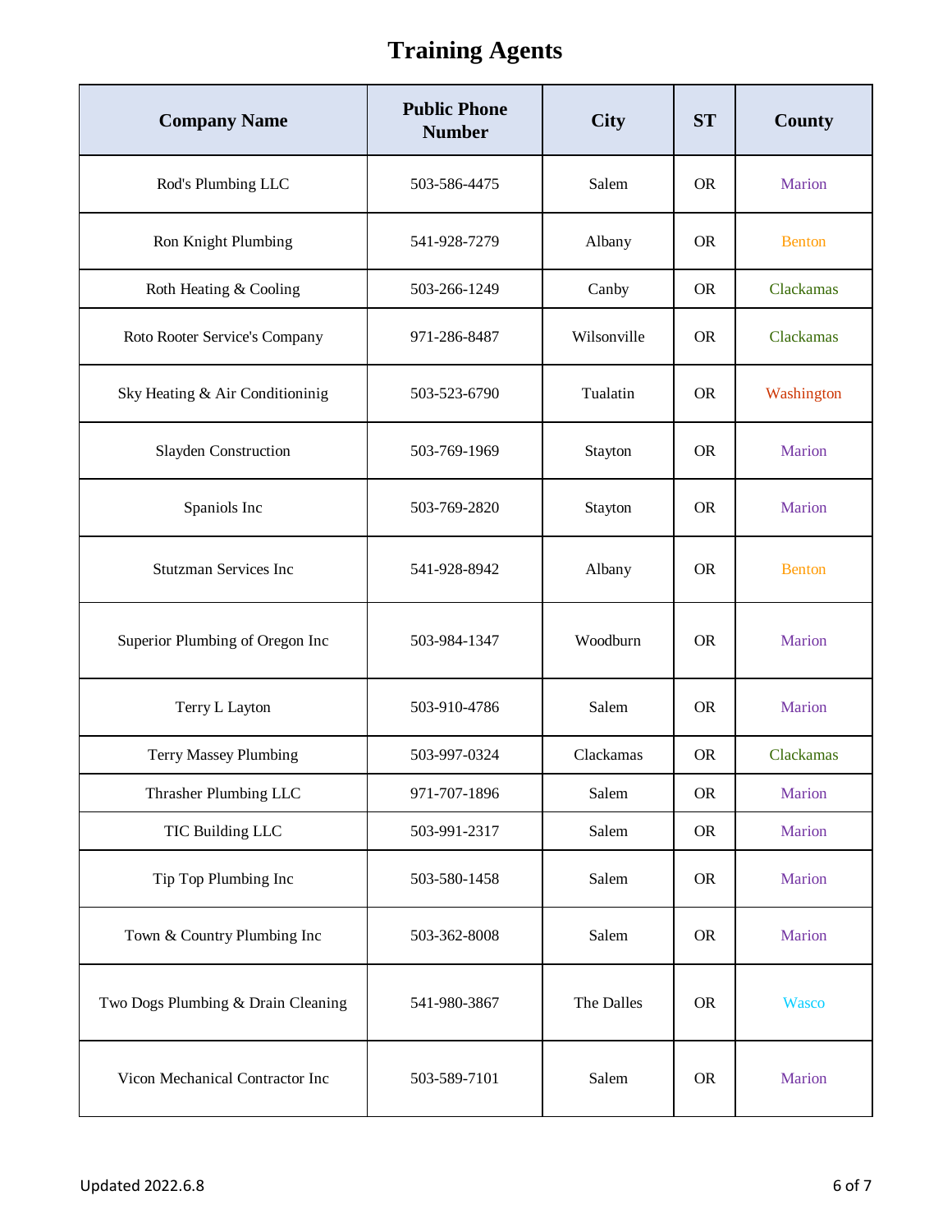# Training Agents

| Company Name | Public Phone Number | City | ST | County |
|---|---|---|---|---|
| Rod's Plumbing LLC | 503-586-4475 | Salem | OR | Marion |
| Ron Knight Plumbing | 541-928-7279 | Albany | OR | Benton |
| Roth Heating & Cooling | 503-266-1249 | Canby | OR | Clackamas |
| Roto Rooter Service's Company | 971-286-8487 | Wilsonville | OR | Clackamas |
| Sky Heating & Air Conditioninig | 503-523-6790 | Tualatin | OR | Washington |
| Slayden Construction | 503-769-1969 | Stayton | OR | Marion |
| Spaniols Inc | 503-769-2820 | Stayton | OR | Marion |
| Stutzman Services Inc | 541-928-8942 | Albany | OR | Benton |
| Superior Plumbing of Oregon Inc | 503-984-1347 | Woodburn | OR | Marion |
| Terry L Layton | 503-910-4786 | Salem | OR | Marion |
| Terry Massey Plumbing | 503-997-0324 | Clackamas | OR | Clackamas |
| Thrasher Plumbing LLC | 971-707-1896 | Salem | OR | Marion |
| TIC Building LLC | 503-991-2317 | Salem | OR | Marion |
| Tip Top Plumbing Inc | 503-580-1458 | Salem | OR | Marion |
| Town & Country Plumbing Inc | 503-362-8008 | Salem | OR | Marion |
| Two Dogs Plumbing & Drain Cleaning | 541-980-3867 | The Dalles | OR | Wasco |
| Vicon Mechanical Contractor Inc | 503-589-7101 | Salem | OR | Marion |

Updated 2022.6.8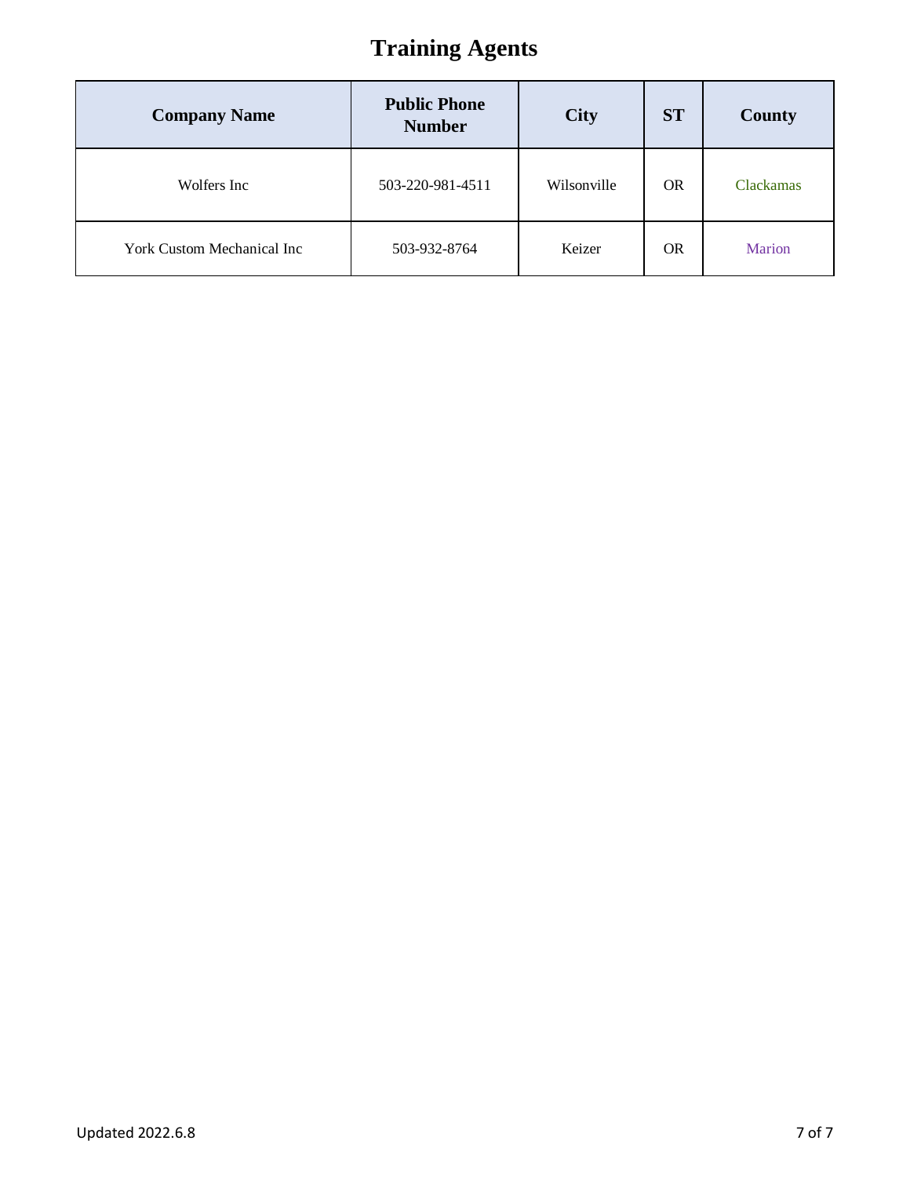# Training Agents

| Company Name | Public Phone Number | City | ST | County |
|---|---|---|---|---|
| Wolfers Inc | 503-220-981-4511 | Wilsonville | OR | Clackamas |
| York Custom Mechanical Inc | 503-932-8764 | Keizer | OR | Marion |

Updated 2022.6.8